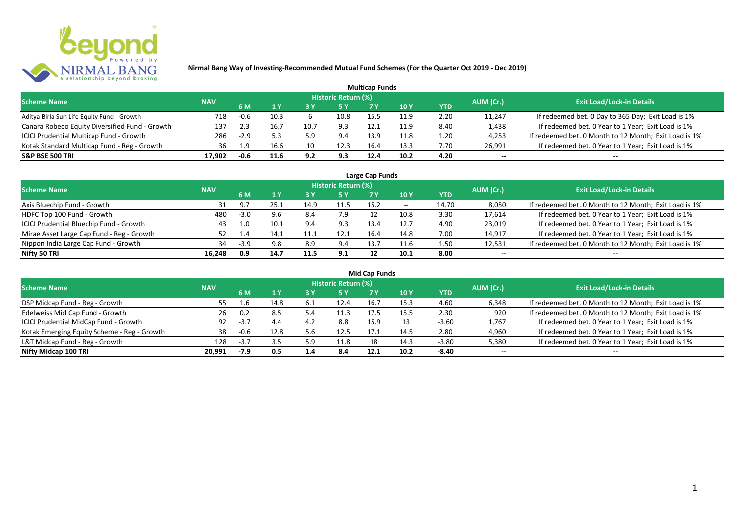# Nirmal Bang Way of Investing-Recommended Mutual Fund Schemes (For the Quarter Oct 2019 - Dec 2019)

## Multicap Funds

| Scheme Name | NAV | Historic Return (%) | | | | | | | AUM (Cr.) | Exit Load/Lock-in Details |
|---|---|---|---|---|---|---|---|---|---|---|
| | | 6 M | 1 Y | 3 Y | 5 Y | 7 Y | 10 Y | YTD | | |
| Aditya Birla Sun Life Equity Fund - Growth | 718 | -0.6 | 10.3 | 6 | 10.8 | 15.5 | 11.9 | 2.20 | 11,247 | If redeemed bet. 0 Day to 365 Day; Exit Load is 1% |
| Canara Robeco Equity Diversified Fund - Growth | 137 | 2.3 | 16.7 | 10.7 | 9.3 | 12.1 | 11.9 | 8.40 | 1,438 | If redeemed bet. 0 Year to 1 Year; Exit Load is 1% |
| ICICI Prudential Multicap Fund - Growth | 286 | -2.9 | 5.3 | 5.9 | 9.4 | 13.9 | 11.8 | 1.20 | 4,253 | If redeemed bet. 0 Month to 12 Month; Exit Load is 1% |
| Kotak Standard Multicap Fund - Reg - Growth | 36 | 1.9 | 16.6 | 10 | 12.3 | 16.4 | 13.3 | 7.70 | 26,991 | If redeemed bet. 0 Year to 1 Year; Exit Load is 1% |
| **S&P BSE 500 TRI** | **17,902** | **-0.6** | **11.6** | **9.2** | **9.3** | **12.4** | **10.2** | **4.20** | -- | -- |

## Large Cap Funds

| Scheme Name | NAV | Historic Return (%) | | | | | | | AUM (Cr.) | Exit Load/Lock-in Details |
|---|---|---|---|---|---|---|---|---|---|---|
| | | 6 M | 1 Y | 3 Y | 5 Y | 7 Y | 10 Y | YTD | | |
| Axis Bluechip Fund - Growth | 31 | 9.7 | 25.1 | 14.9 | 11.5 | 15.2 | -- | 14.70 | 8,050 | If redeemed bet. 0 Month to 12 Month; Exit Load is 1% |
| HDFC Top 100 Fund - Growth | 480 | -3.0 | 9.6 | 8.4 | 7.9 | 12 | 10.8 | 3.30 | 17,614 | If redeemed bet. 0 Year to 1 Year; Exit Load is 1% |
| ICICI Prudential Bluechip Fund - Growth | 43 | 1.0 | 10.1 | 9.4 | 9.3 | 13.4 | 12.7 | 4.90 | 23,019 | If redeemed bet. 0 Year to 1 Year; Exit Load is 1% |
| Mirae Asset Large Cap Fund - Reg - Growth | 52 | 1.4 | 14.1 | 11.1 | 12.1 | 16.4 | 14.8 | 7.00 | 14,917 | If redeemed bet. 0 Year to 1 Year; Exit Load is 1% |
| Nippon India Large Cap Fund - Growth | 34 | -3.9 | 9.8 | 8.9 | 9.4 | 13.7 | 11.6 | 1.50 | 12,531 | If redeemed bet. 0 Month to 12 Month; Exit Load is 1% |
| **Nifty 50 TRI** | **16,248** | **0.9** | **14.7** | **11.5** | **9.1** | **12** | **10.1** | **8.00** | -- | -- |

## Mid Cap Funds

| Scheme Name | NAV | Historic Return (%) | | | | | | | AUM (Cr.) | Exit Load/Lock-in Details |
|---|---|---|---|---|---|---|---|---|---|---|
| | | 6 M | 1 Y | 3 Y | 5 Y | 7 Y | 10 Y | YTD | | |
| DSP Midcap Fund - Reg - Growth | 55 | 1.6 | 14.8 | 6.1 | 12.4 | 16.7 | 15.3 | 4.60 | 6,348 | If redeemed bet. 0 Month to 12 Month; Exit Load is 1% |
| Edelweiss Mid Cap Fund - Growth | 26 | 0.2 | 8.5 | 5.4 | 11.3 | 17.5 | 15.5 | 2.30 | 920 | If redeemed bet. 0 Month to 12 Month; Exit Load is 1% |
| ICICI Prudential MidCap Fund - Growth | 92 | -3.7 | 4.4 | 4.2 | 8.8 | 15.9 | 13 | -3.60 | 1,767 | If redeemed bet. 0 Year to 1 Year; Exit Load is 1% |
| Kotak Emerging Equity Scheme - Reg - Growth | 38 | -0.6 | 12.8 | 5.6 | 12.5 | 17.1 | 14.5 | 2.80 | 4,960 | If redeemed bet. 0 Year to 1 Year; Exit Load is 1% |
| L&T Midcap Fund - Reg - Growth | 128 | -3.7 | 3.5 | 5.9 | 11.8 | 18 | 14.3 | -3.80 | 5,380 | If redeemed bet. 0 Year to 1 Year; Exit Load is 1% |
| **Nifty Midcap 100 TRI** | **20,991** | **-7.9** | **0.5** | **1.4** | **8.4** | **12.1** | **10.2** | **-8.40** | -- | -- |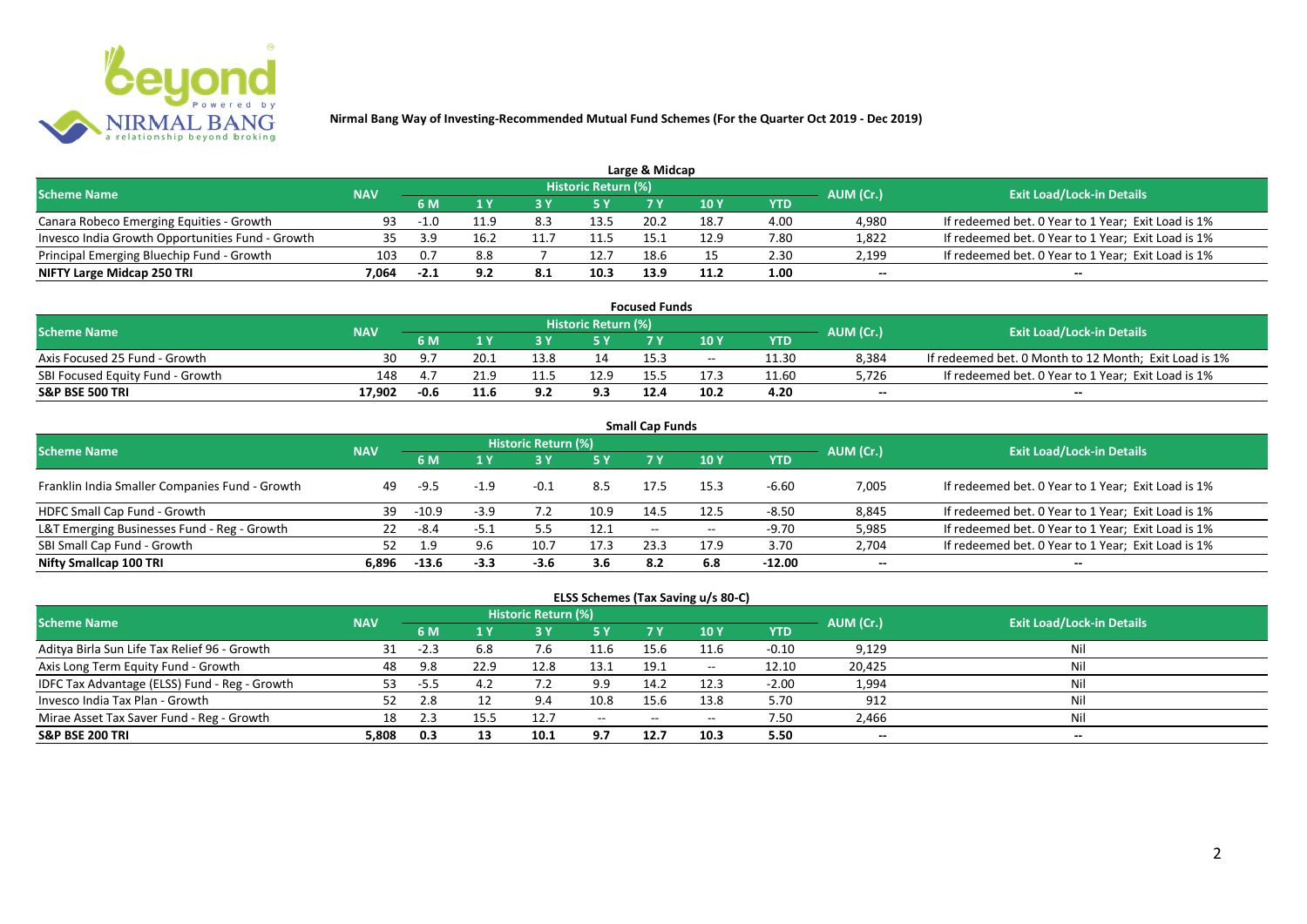**Nirmal Bang Way of Investing-Recommended Mutual Fund Schemes (For the Quarter Oct 2019 - Dec 2019)**

## Large & Midcap

| Scheme Name | NAV | Historic Return (%) | | | | | | | AUM (Cr.) | Exit Load/Lock-in Details |
|---|---|---|---|---|---|---|---|---|---|---|
| | | 6 M | 1 Y | 3 Y | 5 Y | 7 Y | 10 Y | YTD | | |
| Canara Robeco Emerging Equities - Growth | 93 | -1.0 | 11.9 | 8.3 | 13.5 | 20.2 | 18.7 | 4.00 | 4,980 | If redeemed bet. 0 Year to 1 Year; Exit Load is 1% |
| Invesco India Growth Opportunities Fund - Growth | 35 | 3.9 | 16.2 | 11.7 | 11.5 | 15.1 | 12.9 | 7.80 | 1,822 | If redeemed bet. 0 Year to 1 Year; Exit Load is 1% |
| Principal Emerging Bluechip Fund - Growth | 103 | 0.7 | 8.8 | 7 | 12.7 | 18.6 | 15 | 2.30 | 2,199 | If redeemed bet. 0 Year to 1 Year; Exit Load is 1% |
| **NIFTY Large Midcap 250 TRI** | **7,064** | **-2.1** | **9.2** | **8.1** | **10.3** | **13.9** | **11.2** | **1.00** | **--** | **--** |

## Focused Funds

| Scheme Name | NAV | Historic Return (%) | | | | | | | AUM (Cr.) | Exit Load/Lock-in Details |
|---|---|---|---|---|---|---|---|---|---|---|
| | | 6 M | 1 Y | 3 Y | 5 Y | 7 Y | 10 Y | YTD | | |
| Axis Focused 25 Fund - Growth | 30 | 9.7 | 20.1 | 13.8 | 14 | 15.3 | -- | 11.30 | 8,384 | If redeemed bet. 0 Month to 12 Month; Exit Load is 1% |
| SBI Focused Equity Fund - Growth | 148 | 4.7 | 21.9 | 11.5 | 12.9 | 15.5 | 17.3 | 11.60 | 5,726 | If redeemed bet. 0 Year to 1 Year; Exit Load is 1% |
| **S&P BSE 500 TRI** | **17,902** | **-0.6** | **11.6** | **9.2** | **9.3** | **12.4** | **10.2** | **4.20** | **--** | **--** |

## Small Cap Funds

| Scheme Name | NAV | Historic Return (%) | | | | | | | AUM (Cr.) | Exit Load/Lock-in Details |
|---|---|---|---|---|---|---|---|---|---|---|
| | | 6 M | 1 Y | 3 Y | 5 Y | 7 Y | 10 Y | YTD | | |
| Franklin India Smaller Companies Fund - Growth | 49 | -9.5 | -1.9 | -0.1 | 8.5 | 17.5 | 15.3 | -6.60 | 7,005 | If redeemed bet. 0 Year to 1 Year; Exit Load is 1% |
| HDFC Small Cap Fund - Growth | 39 | -10.9 | -3.9 | 7.2 | 10.9 | 14.5 | 12.5 | -8.50 | 8,845 | If redeemed bet. 0 Year to 1 Year; Exit Load is 1% |
| L&T Emerging Businesses Fund - Reg - Growth | 22 | -8.4 | -5.1 | 5.5 | 12.1 | -- | -- | -9.70 | 5,985 | If redeemed bet. 0 Year to 1 Year; Exit Load is 1% |
| SBI Small Cap Fund - Growth | 52 | 1.9 | 9.6 | 10.7 | 17.3 | 23.3 | 17.9 | 3.70 | 2,704 | If redeemed bet. 0 Year to 1 Year; Exit Load is 1% |
| **Nifty Smallcap 100 TRI** | **6,896** | **-13.6** | **-3.3** | **-3.6** | **3.6** | **8.2** | **6.8** | **-12.00** | **--** | **--** |

## ELSS Schemes (Tax Saving u/s 80-C)

| Scheme Name | NAV | Historic Return (%) | | | | | | | AUM (Cr.) | Exit Load/Lock-in Details |
|---|---|---|---|---|---|---|---|---|---|---|
| | | 6 M | 1 Y | 3 Y | 5 Y | 7 Y | 10 Y | YTD | | |
| Aditya Birla Sun Life Tax Relief 96 - Growth | 31 | -2.3 | 6.8 | 7.6 | 11.6 | 15.6 | 11.6 | -0.10 | 9,129 | Nil |
| Axis Long Term Equity Fund - Growth | 48 | 9.8 | 22.9 | 12.8 | 13.1 | 19.1 | -- | 12.10 | 20,425 | Nil |
| IDFC Tax Advantage (ELSS) Fund - Reg - Growth | 53 | -5.5 | 4.2 | 7.2 | 9.9 | 14.2 | 12.3 | -2.00 | 1,994 | Nil |
| Invesco India Tax Plan - Growth | 52 | 2.8 | 12 | 9.4 | 10.8 | 15.6 | 13.8 | 5.70 | 912 | Nil |
| Mirae Asset Tax Saver Fund - Reg - Growth | 18 | 2.3 | 15.5 | 12.7 | -- | -- | -- | 7.50 | 2,466 | Nil |
| **S&P BSE 200 TRI** | **5,808** | **0.3** | **13** | **10.1** | **9.7** | **12.7** | **10.3** | **5.50** | **--** | **--** |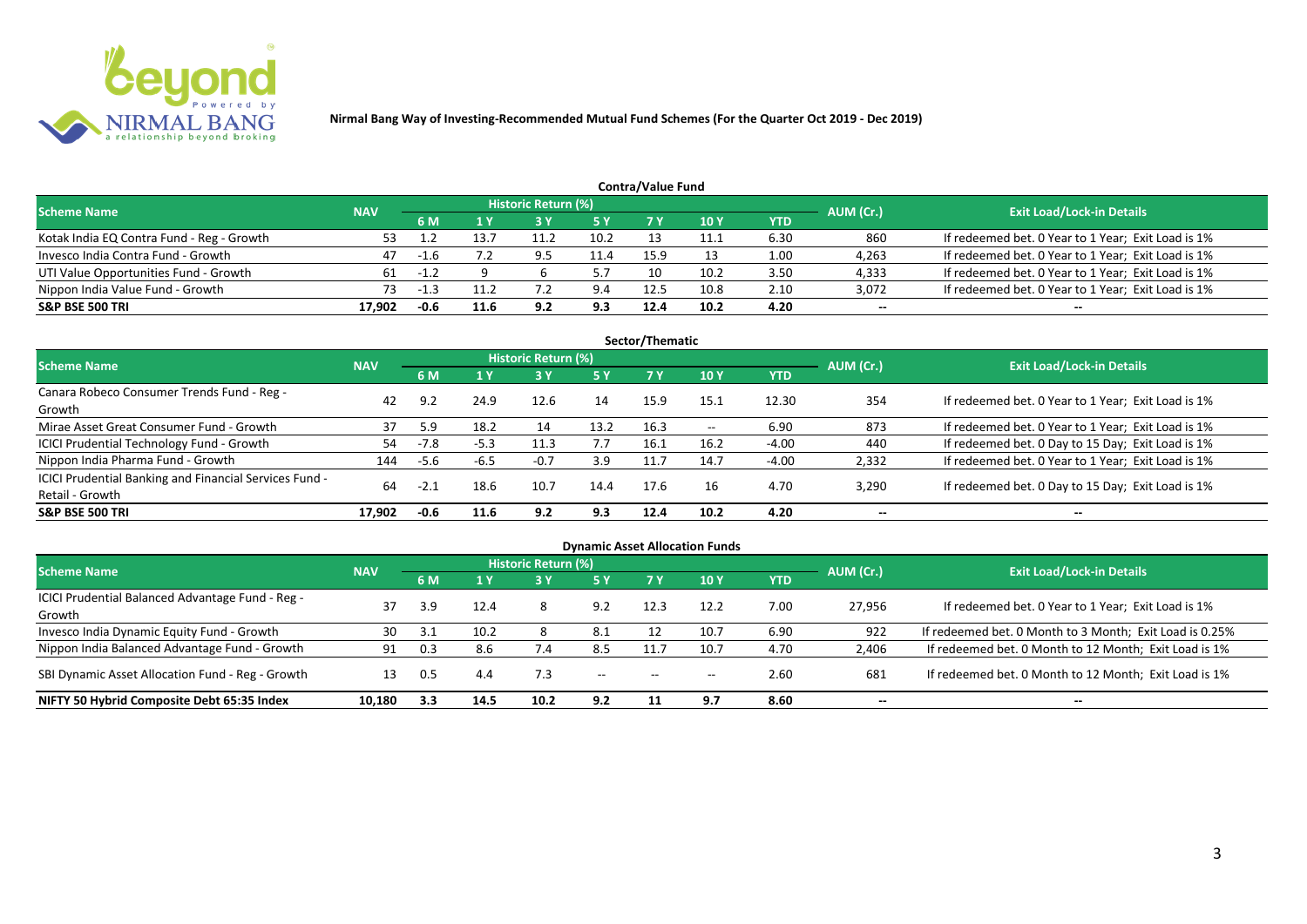**Nirmal Bang Way of Investing-Recommended Mutual Fund Schemes (For the Quarter Oct 2019 - Dec 2019)**

### Contra/Value Fund

| Scheme Name | NAV | Historic Return (%) | | | | | | | AUM (Cr.) | Exit Load/Lock-in Details |
|---|---|---|---|---|---|---|---|---|---|---|
| | | 6 M | 1 Y | 3 Y | 5 Y | 7 Y | 10 Y | YTD | | |
| Kotak India EQ Contra Fund - Reg - Growth | 53 | 1.2 | 13.7 | 11.2 | 10.2 | 13 | 11.1 | 6.30 | 860 | If redeemed bet. 0 Year to 1 Year; Exit Load is 1% |
| Invesco India Contra Fund - Growth | 47 | -1.6 | 7.2 | 9.5 | 11.4 | 15.9 | 13 | 1.00 | 4,263 | If redeemed bet. 0 Year to 1 Year; Exit Load is 1% |
| UTI Value Opportunities Fund - Growth | 61 | -1.2 | 9 | 6 | 5.7 | 10 | 10.2 | 3.50 | 4,333 | If redeemed bet. 0 Year to 1 Year; Exit Load is 1% |
| Nippon India Value Fund - Growth | 73 | -1.3 | 11.2 | 7.2 | 9.4 | 12.5 | 10.8 | 2.10 | 3,072 | If redeemed bet. 0 Year to 1 Year; Exit Load is 1% |
| **S&P BSE 500 TRI** | **17,902** | **-0.6** | **11.6** | **9.2** | **9.3** | **12.4** | **10.2** | **4.20** | -- | -- |

### Sector/Thematic

| Scheme Name | NAV | Historic Return (%) | | | | | | | AUM (Cr.) | Exit Load/Lock-in Details |
|---|---|---|---|---|---|---|---|---|---|---|
| | | 6 M | 1 Y | 3 Y | 5 Y | 7 Y | 10 Y | YTD | | |
| Canara Robeco Consumer Trends Fund - Reg - Growth | 42 | 9.2 | 24.9 | 12.6 | 14 | 15.9 | 15.1 | 12.30 | 354 | If redeemed bet. 0 Year to 1 Year; Exit Load is 1% |
| Mirae Asset Great Consumer Fund - Growth | 37 | 5.9 | 18.2 | 14 | 13.2 | 16.3 | -- | 6.90 | 873 | If redeemed bet. 0 Year to 1 Year; Exit Load is 1% |
| ICICI Prudential Technology Fund - Growth | 54 | -7.8 | -5.3 | 11.3 | 7.7 | 16.1 | 16.2 | -4.00 | 440 | If redeemed bet. 0 Day to 15 Day; Exit Load is 1% |
| Nippon India Pharma Fund - Growth | 144 | -5.6 | -6.5 | -0.7 | 3.9 | 11.7 | 14.7 | -4.00 | 2,332 | If redeemed bet. 0 Year to 1 Year; Exit Load is 1% |
| ICICI Prudential Banking and Financial Services Fund - Retail - Growth | 64 | -2.1 | 18.6 | 10.7 | 14.4 | 17.6 | 16 | 4.70 | 3,290 | If redeemed bet. 0 Day to 15 Day; Exit Load is 1% |
| **S&P BSE 500 TRI** | **17,902** | **-0.6** | **11.6** | **9.2** | **9.3** | **12.4** | **10.2** | **4.20** | -- | -- |

### Dynamic Asset Allocation Funds

| Scheme Name | NAV | Historic Return (%) | | | | | | | AUM (Cr.) | Exit Load/Lock-in Details |
|---|---|---|---|---|---|---|---|---|---|---|
| | | 6 M | 1 Y | 3 Y | 5 Y | 7 Y | 10 Y | YTD | | |
| ICICI Prudential Balanced Advantage Fund - Reg - Growth | 37 | 3.9 | 12.4 | 8 | 9.2 | 12.3 | 12.2 | 7.00 | 27,956 | If redeemed bet. 0 Year to 1 Year; Exit Load is 1% |
| Invesco India Dynamic Equity Fund - Growth | 30 | 3.1 | 10.2 | 8 | 8.1 | 12 | 10.7 | 6.90 | 922 | If redeemed bet. 0 Month to 3 Month; Exit Load is 0.25% |
| Nippon India Balanced Advantage Fund - Growth | 91 | 0.3 | 8.6 | 7.4 | 8.5 | 11.7 | 10.7 | 4.70 | 2,406 | If redeemed bet. 0 Month to 12 Month; Exit Load is 1% |
| SBI Dynamic Asset Allocation Fund - Reg - Growth | 13 | 0.5 | 4.4 | 7.3 | -- | -- | -- | 2.60 | 681 | If redeemed bet. 0 Month to 12 Month; Exit Load is 1% |
| **NIFTY 50 Hybrid Composite Debt 65:35 Index** | **10,180** | **3.3** | **14.5** | **10.2** | **9.2** | **11** | **9.7** | **8.60** | -- | -- |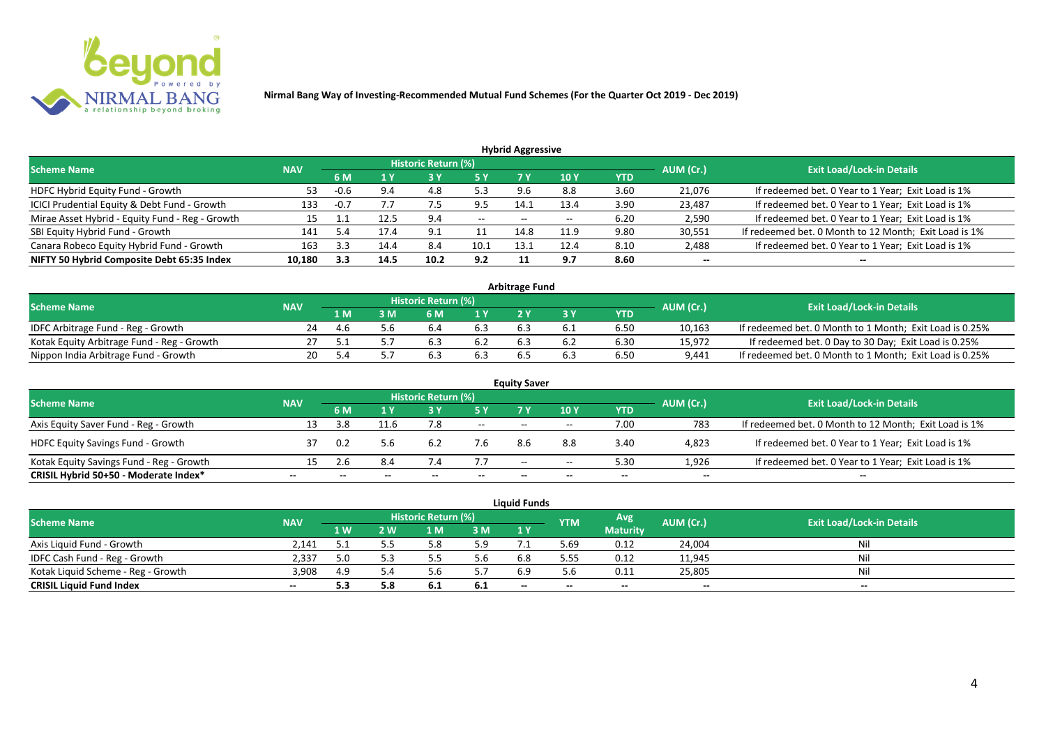# Nirmal Bang Way of Investing-Recommended Mutual Fund Schemes (For the Quarter Oct 2019 - Dec 2019)

## Hybrid Aggressive

| Scheme Name | NAV | Historic Return (%) | | | | | | | AUM (Cr.) | Exit Load/Lock-in Details |
|---|---|---|---|---|---|---|---|---|---|---|
| | | 6 M | 1 Y | 3 Y | 5 Y | 7 Y | 10 Y | YTD | | |
| HDFC Hybrid Equity Fund - Growth | 53 | -0.6 | 9.4 | 4.8 | 5.3 | 9.6 | 8.8 | 3.60 | 21,076 | If redeemed bet. 0 Year to 1 Year; Exit Load is 1% |
| ICICI Prudential Equity & Debt Fund - Growth | 133 | -0.7 | 7.7 | 7.5 | 9.5 | 14.1 | 13.4 | 3.90 | 23,487 | If redeemed bet. 0 Year to 1 Year; Exit Load is 1% |
| Mirae Asset Hybrid - Equity Fund - Reg - Growth | 15 | 1.1 | 12.5 | 9.4 | -- | -- | -- | 6.20 | 2,590 | If redeemed bet. 0 Year to 1 Year; Exit Load is 1% |
| SBI Equity Hybrid Fund - Growth | 141 | 5.4 | 17.4 | 9.1 | 11 | 14.8 | 11.9 | 9.80 | 30,551 | If redeemed bet. 0 Month to 12 Month; Exit Load is 1% |
| Canara Robeco Equity Hybrid Fund - Growth | 163 | 3.3 | 14.4 | 8.4 | 10.1 | 13.1 | 12.4 | 8.10 | 2,488 | If redeemed bet. 0 Year to 1 Year; Exit Load is 1% |
| **NIFTY 50 Hybrid Composite Debt 65:35 Index** | **10,180** | **3.3** | **14.5** | **10.2** | **9.2** | **11** | **9.7** | **8.60** | **--** | **--** |

## Arbitrage Fund

| Scheme Name | NAV | Historic Return (%) | | | | | | | AUM (Cr.) | Exit Load/Lock-in Details |
|---|---|---|---|---|---|---|---|---|---|---|
| | | 1 M | 3 M | 6 M | 1 Y | 2 Y | 3 Y | YTD | | |
| IDFC Arbitrage Fund - Reg - Growth | 24 | 4.6 | 5.6 | 6.4 | 6.3 | 6.3 | 6.1 | 6.50 | 10,163 | If redeemed bet. 0 Month to 1 Month; Exit Load is 0.25% |
| Kotak Equity Arbitrage Fund - Reg - Growth | 27 | 5.1 | 5.7 | 6.3 | 6.2 | 6.3 | 6.2 | 6.30 | 15,972 | If redeemed bet. 0 Day to 30 Day; Exit Load is 0.25% |
| Nippon India Arbitrage Fund - Growth | 20 | 5.4 | 5.7 | 6.3 | 6.3 | 6.5 | 6.3 | 6.50 | 9,441 | If redeemed bet. 0 Month to 1 Month; Exit Load is 0.25% |

## Equity Saver

| Scheme Name | NAV | Historic Return (%) | | | | | | | AUM (Cr.) | Exit Load/Lock-in Details |
|---|---|---|---|---|---|---|---|---|---|---|
| | | 6 M | 1 Y | 3 Y | 5 Y | 7 Y | 10 Y | YTD | | |
| Axis Equity Saver Fund - Reg - Growth | 13 | 3.8 | 11.6 | 7.8 | -- | -- | -- | 7.00 | 783 | If redeemed bet. 0 Month to 12 Month; Exit Load is 1% |
| HDFC Equity Savings Fund - Growth | 37 | 0.2 | 5.6 | 6.2 | 7.6 | 8.6 | 8.8 | 3.40 | 4,823 | If redeemed bet. 0 Year to 1 Year; Exit Load is 1% |
| Kotak Equity Savings Fund - Reg - Growth | 15 | 2.6 | 8.4 | 7.4 | 7.7 | -- | -- | 5.30 | 1,926 | If redeemed bet. 0 Year to 1 Year; Exit Load is 1% |
| **CRISIL Hybrid 50+50 - Moderate Index*** | **--** | **--** | **--** | **--** | **--** | **--** | **--** | **--** | **--** | **--** |

## Liquid Funds

| Scheme Name | NAV | Historic Return (%) | | | | | YTM | Avg Maturity | AUM (Cr.) | Exit Load/Lock-in Details |
|---|---|---|---|---|---|---|---|---|---|---|
| | | 1 W | 2 W | 1 M | 3 M | 1 Y | | | | |
| Axis Liquid Fund - Growth | 2,141 | 5.1 | 5.5 | 5.8 | 5.9 | 7.1 | 5.69 | 0.12 | 24,004 | Nil |
| IDFC Cash Fund - Reg - Growth | 2,337 | 5.0 | 5.3 | 5.5 | 5.6 | 6.8 | 5.55 | 0.12 | 11,945 | Nil |
| Kotak Liquid Scheme - Reg - Growth | 3,908 | 4.9 | 5.4 | 5.6 | 5.7 | 6.9 | 5.6 | 0.11 | 25,805 | Nil |
| **CRISIL Liquid Fund Index** | **--** | **5.3** | **5.8** | **6.1** | **6.1** | **--** | **--** | **--** | **--** | **--** |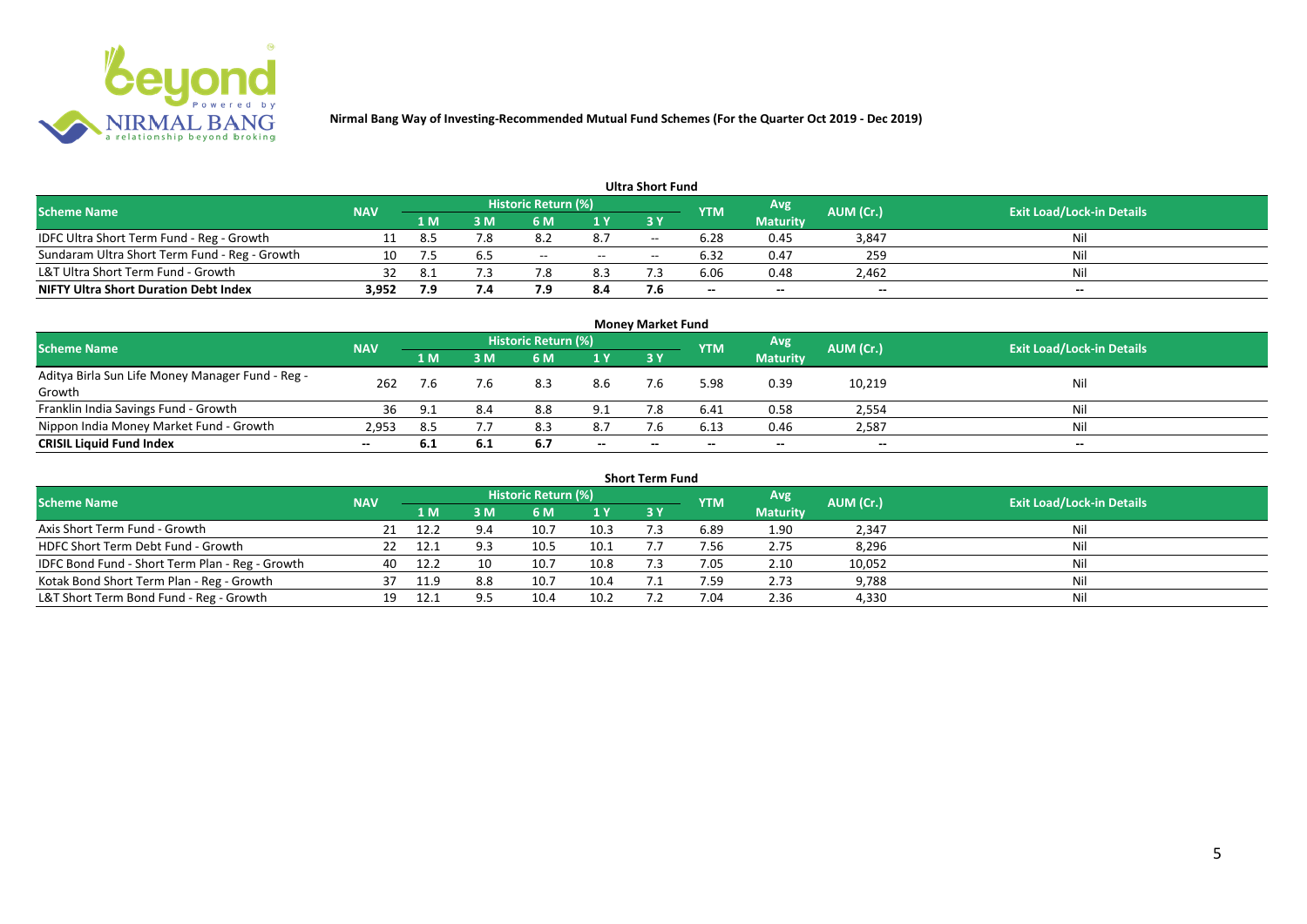# Nirmal Bang Way of Investing-Recommended Mutual Fund Schemes (For the Quarter Oct 2019 - Dec 2019)

## Ultra Short Fund

| Scheme Name | NAV | Historic Return (%) | | | | | YTM | Avg Maturity | AUM (Cr.) | Exit Load/Lock-in Details |
|---|---|---|---|---|---|---|---|---|---|---|
| | | 1 M | 3 M | 6 M | 1 Y | 3 Y | | | | |
| IDFC Ultra Short Term Fund - Reg - Growth | 11 | 8.5 | 7.8 | 8.2 | 8.7 | -- | 6.28 | 0.45 | 3,847 | Nil |
| Sundaram Ultra Short Term Fund - Reg - Growth | 10 | 7.5 | 6.5 | -- | -- | -- | 6.32 | 0.47 | 259 | Nil |
| L&T Ultra Short Term Fund - Growth | 32 | 8.1 | 7.3 | 7.8 | 8.3 | 7.3 | 6.06 | 0.48 | 2,462 | Nil |
| **NIFTY Ultra Short Duration Debt Index** | **3,952** | **7.9** | **7.4** | **7.9** | **8.4** | **7.6** | **--** | **--** | **--** | **--** |

## Money Market Fund

| Scheme Name | NAV | Historic Return (%) | | | | | YTM | Avg Maturity | AUM (Cr.) | Exit Load/Lock-in Details |
|---|---|---|---|---|---|---|---|---|---|---|
| | | 1 M | 3 M | 6 M | 1 Y | 3 Y | | | | |
| Aditya Birla Sun Life Money Manager Fund - Reg - Growth | 262 | 7.6 | 7.6 | 8.3 | 8.6 | 7.6 | 5.98 | 0.39 | 10,219 | Nil |
| Franklin India Savings Fund - Growth | 36 | 9.1 | 8.4 | 8.8 | 9.1 | 7.8 | 6.41 | 0.58 | 2,554 | Nil |
| Nippon India Money Market Fund - Growth | 2,953 | 8.5 | 7.7 | 8.3 | 8.7 | 7.6 | 6.13 | 0.46 | 2,587 | Nil |
| **CRISIL Liquid Fund Index** | **--** | **6.1** | **6.1** | **6.7** | **--** | **--** | **--** | **--** | **--** | **--** |

## Short Term Fund

| Scheme Name | NAV | Historic Return (%) | | | | | YTM | Avg Maturity | AUM (Cr.) | Exit Load/Lock-in Details |
|---|---|---|---|---|---|---|---|---|---|---|
| | | 1 M | 3 M | 6 M | 1 Y | 3 Y | | | | |
| Axis Short Term Fund - Growth | 21 | 12.2 | 9.4 | 10.7 | 10.3 | 7.3 | 6.89 | 1.90 | 2,347 | Nil |
| HDFC Short Term Debt Fund - Growth | 22 | 12.1 | 9.3 | 10.5 | 10.1 | 7.7 | 7.56 | 2.75 | 8,296 | Nil |
| IDFC Bond Fund - Short Term Plan - Reg - Growth | 40 | 12.2 | 10 | 10.7 | 10.8 | 7.3 | 7.05 | 2.10 | 10,052 | Nil |
| Kotak Bond Short Term Plan - Reg - Growth | 37 | 11.9 | 8.8 | 10.7 | 10.4 | 7.1 | 7.59 | 2.73 | 9,788 | Nil |
| L&T Short Term Bond Fund - Reg - Growth | 19 | 12.1 | 9.5 | 10.4 | 10.2 | 7.2 | 7.04 | 2.36 | 4,330 | Nil |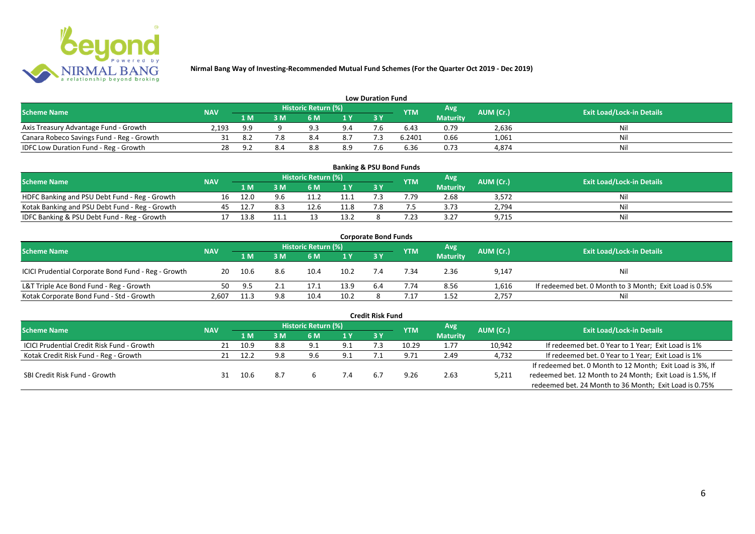**Nirmal Bang Way of Investing-Recommended Mutual Fund Schemes (For the Quarter Oct 2019 - Dec 2019)**

## Low Duration Fund

| Scheme Name | NAV | Historic Return (%) | | | | | YTM | Avg Maturity | AUM (Cr.) | Exit Load/Lock-in Details |
|---|---|---|---|---|---|---|---|---|---|---|
| | | 1 M | 3 M | 6 M | 1 Y | 3 Y | | | | |
| Axis Treasury Advantage Fund - Growth | 2,193 | 9.9 | 9 | 9.3 | 9.4 | 7.6 | 6.43 | 0.79 | 2,636 | Nil |
| Canara Robeco Savings Fund - Reg - Growth | 31 | 8.2 | 7.8 | 8.4 | 8.7 | 7.3 | 6.2401 | 0.66 | 1,061 | Nil |
| IDFC Low Duration Fund - Reg - Growth | 28 | 9.2 | 8.4 | 8.8 | 8.9 | 7.6 | 6.36 | 0.73 | 4,874 | Nil |

## Banking & PSU Bond Funds

| Scheme Name | NAV | Historic Return (%) | | | | | YTM | Avg Maturity | AUM (Cr.) | Exit Load/Lock-in Details |
|---|---|---|---|---|---|---|---|---|---|---|
| | | 1 M | 3 M | 6 M | 1 Y | 3 Y | | | | |
| HDFC Banking and PSU Debt Fund - Reg - Growth | 16 | 12.0 | 9.6 | 11.2 | 11.1 | 7.3 | 7.79 | 2.68 | 3,572 | Nil |
| Kotak Banking and PSU Debt Fund - Reg - Growth | 45 | 12.7 | 8.3 | 12.6 | 11.8 | 7.8 | 7.5 | 3.73 | 2,794 | Nil |
| IDFC Banking & PSU Debt Fund - Reg - Growth | 17 | 13.8 | 11.1 | 13 | 13.2 | 8 | 7.23 | 3.27 | 9,715 | Nil |

## Corporate Bond Funds

| Scheme Name | NAV | Historic Return (%) | | | | | YTM | Avg Maturity | AUM (Cr.) | Exit Load/Lock-in Details |
|---|---|---|---|---|---|---|---|---|---|---|
| | | 1 M | 3 M | 6 M | 1 Y | 3 Y | | | | |
| ICICI Prudential Corporate Bond Fund - Reg - Growth | 20 | 10.6 | 8.6 | 10.4 | 10.2 | 7.4 | 7.34 | 2.36 | 9,147 | Nil |
| L&T Triple Ace Bond Fund - Reg - Growth | 50 | 9.5 | 2.1 | 17.1 | 13.9 | 6.4 | 7.74 | 8.56 | 1,616 | If redeemed bet. 0 Month to 3 Month; Exit Load is 0.5% |
| Kotak Corporate Bond Fund - Std - Growth | 2,607 | 11.3 | 9.8 | 10.4 | 10.2 | 8 | 7.17 | 1.52 | 2,757 | Nil |

## Credit Risk Fund

| Scheme Name | NAV | Historic Return (%) | | | | | YTM | Avg Maturity | AUM (Cr.) | Exit Load/Lock-in Details |
|---|---|---|---|---|---|---|---|---|---|---|
| | | 1 M | 3 M | 6 M | 1 Y | 3 Y | | | | |
| ICICI Prudential Credit Risk Fund - Growth | 21 | 10.9 | 8.8 | 9.1 | 9.1 | 7.3 | 10.29 | 1.77 | 10,942 | If redeemed bet. 0 Year to 1 Year; Exit Load is 1% |
| Kotak Credit Risk Fund - Reg - Growth | 21 | 12.2 | 9.8 | 9.6 | 9.1 | 7.1 | 9.71 | 2.49 | 4,732 | If redeemed bet. 0 Year to 1 Year; Exit Load is 1% |
| SBI Credit Risk Fund - Growth | 31 | 10.6 | 8.7 | 6 | 7.4 | 6.7 | 9.26 | 2.63 | 5,211 | If redeemed bet. 0 Month to 12 Month; Exit Load is 3%, If redeemed bet. 12 Month to 24 Month; Exit Load is 1.5%, If redeemed bet. 24 Month to 36 Month; Exit Load is 0.75% |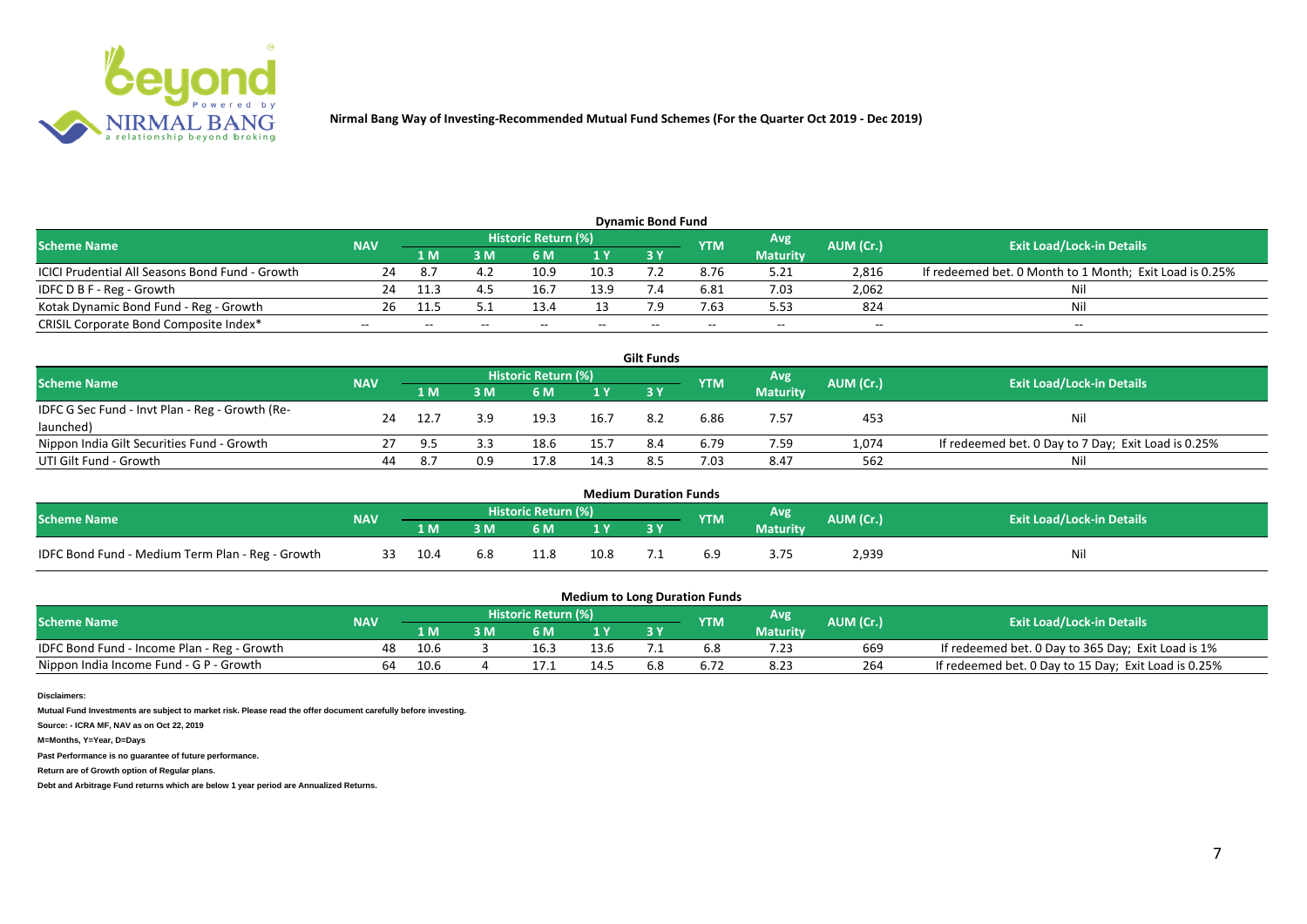**Nirmal Bang Way of Investing-Recommended Mutual Fund Schemes (For the Quarter Oct 2019 - Dec 2019)**

## Dynamic Bond Fund

| Scheme Name | NAV | Historic Return (%) | | | | | YTM | Avg Maturity | AUM (Cr.) | Exit Load/Lock-in Details |
|---|---|---|---|---|---|---|---|---|---|---|
| | | 1 M | 3 M | 6 M | 1 Y | 3 Y | | | | |
| ICICI Prudential All Seasons Bond Fund - Growth | 24 | 8.7 | 4.2 | 10.9 | 10.3 | 7.2 | 8.76 | 5.21 | 2,816 | If redeemed bet. 0 Month to 1 Month; Exit Load is 0.25% |
| IDFC D B F - Reg - Growth | 24 | 11.3 | 4.5 | 16.7 | 13.9 | 7.4 | 6.81 | 7.03 | 2,062 | Nil |
| Kotak Dynamic Bond Fund - Reg - Growth | 26 | 11.5 | 5.1 | 13.4 | 13 | 7.9 | 7.63 | 5.53 | 824 | Nil |
| CRISIL Corporate Bond Composite Index* | -- | -- | -- | -- | -- | -- | -- | -- | -- | -- |

## Gilt Funds

| Scheme Name | NAV | Historic Return (%) | | | | | YTM | Avg Maturity | AUM (Cr.) | Exit Load/Lock-in Details |
|---|---|---|---|---|---|---|---|---|---|---|
| | | 1 M | 3 M | 6 M | 1 Y | 3 Y | | | | |
| IDFC G Sec Fund - Invt Plan - Reg - Growth (Re-launched) | 24 | 12.7 | 3.9 | 19.3 | 16.7 | 8.2 | 6.86 | 7.57 | 453 | Nil |
| Nippon India Gilt Securities Fund - Growth | 27 | 9.5 | 3.3 | 18.6 | 15.7 | 8.4 | 6.79 | 7.59 | 1,074 | If redeemed bet. 0 Day to 7 Day; Exit Load is 0.25% |
| UTI Gilt Fund - Growth | 44 | 8.7 | 0.9 | 17.8 | 14.3 | 8.5 | 7.03 | 8.47 | 562 | Nil |

## Medium Duration Funds

| Scheme Name | NAV | Historic Return (%) | | | | | YTM | Avg Maturity | AUM (Cr.) | Exit Load/Lock-in Details |
|---|---|---|---|---|---|---|---|---|---|---|
| | | 1 M | 3 M | 6 M | 1 Y | 3 Y | | | | |
| IDFC Bond Fund - Medium Term Plan - Reg - Growth | 33 | 10.4 | 6.8 | 11.8 | 10.8 | 7.1 | 6.9 | 3.75 | 2,939 | Nil |

## Medium to Long Duration Funds

| Scheme Name | NAV | Historic Return (%) | | | | | YTM | Avg Maturity | AUM (Cr.) | Exit Load/Lock-in Details |
|---|---|---|---|---|---|---|---|---|---|---|
| | | 1 M | 3 M | 6 M | 1 Y | 3 Y | | | | |
| IDFC Bond Fund - Income Plan - Reg - Growth | 48 | 10.6 | 3 | 16.3 | 13.6 | 7.1 | 6.8 | 7.23 | 669 | If redeemed bet. 0 Day to 365 Day; Exit Load is 1% |
| Nippon India Income Fund - G P - Growth | 64 | 10.6 | 4 | 17.1 | 14.5 | 6.8 | 6.72 | 8.23 | 264 | If redeemed bet. 0 Day to 15 Day; Exit Load is 0.25% |

**Disclaimers:**

**Mutual Fund Investments are subject to market risk. Please read the offer document carefully before investing.**

**Source: - ICRA MF, NAV as on Oct 22, 2019**

**M=Months, Y=Year, D=Days**

**Past Performance is no guarantee of future performance.**

**Return are of Growth option of Regular plans.**

**Debt and Arbitrage Fund returns which are below 1 year period are Annualized Returns.**